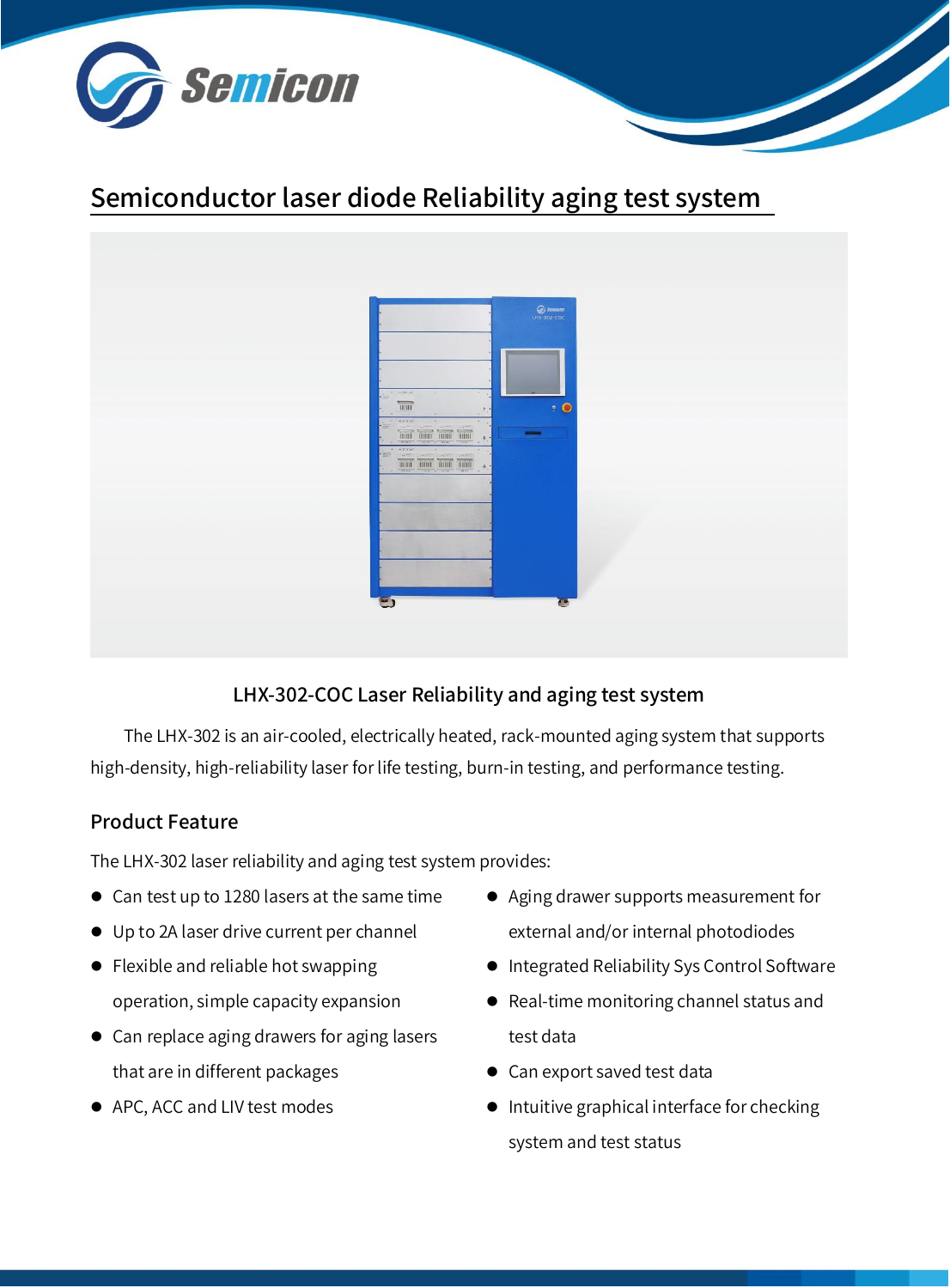# Semiconductor laser diode Reliability aging test system

## LHX-302-COC Laser Reliability and aging test system

The LHX-302 is an air-cooled, electrically heated, rack-mounted aging system that supports high-density, high-reliability laser for life testing, burn-in testing, and performance testing.

### Product Feature

The LHX-302 laser reliability and aging test system provides:

- Can test up to 1280 lasers at the same time
- Up to 2A laser drive current per channel
- Flexible and reliable hot swapping operation, simple capacity expansion
- Can replace aging drawers for aging lasers that are in different packages
- APC, ACC and LIV test modes
- Aging drawer supports measurement for external and/or internal photodiodes
- Integrated Reliability Sys Control Software
- Real-time monitoring channel status and test data
- Can export saved test data
- Intuitive graphical interface for checking system and test status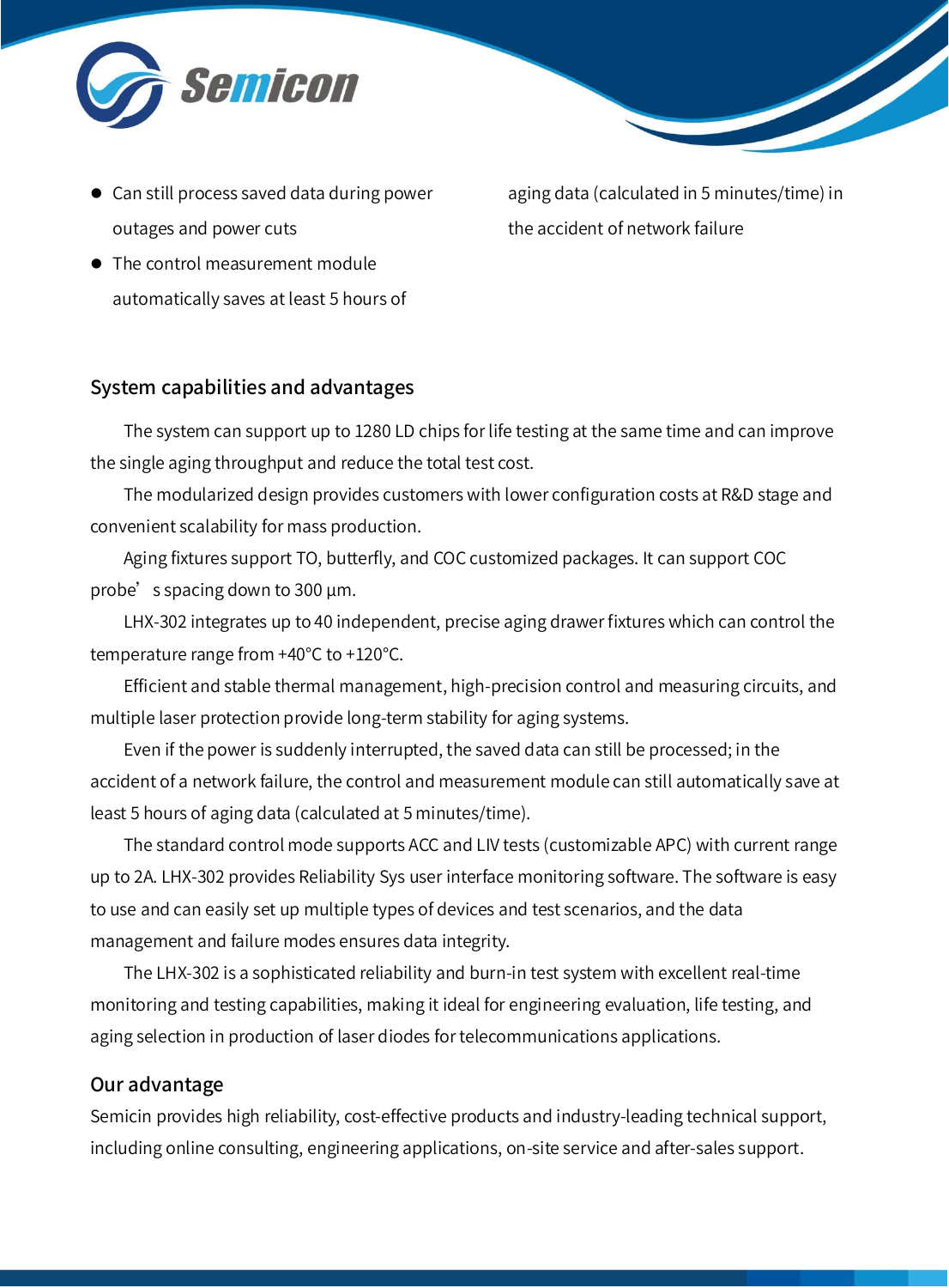- Can still process saved data during power outages and power cuts
- The control measurement module automatically saves at least 5 hours of aging data (calculated in 5 minutes/time) in the accident of network failure

## System capabilities and advantages

The system can support up to 1280 LD chips for life testing at the same time and can improve the single aging throughput and reduce the total test cost.

The modularized design provides customers with lower configuration costs at R&D stage and convenient scalability for mass production.

Aging fixtures support TO, butterfly, and COC customized packages. It can support COC probe's spacing down to 300 µm.

LHX-302 integrates up to 40 independent, precise aging drawer fixtures which can control the temperature range from +40°C to +120°C.

Efficient and stable thermal management, high-precision control and measuring circuits, and multiple laser protection provide long-term stability for aging systems.

Even if the power is suddenly interrupted, the saved data can still be processed; in the accident of a network failure, the control and measurement module can still automatically save at least 5 hours of aging data (calculated at 5 minutes/time).

The standard control mode supports ACC and LIV tests (customizable APC) with current range up to 2A. LHX-302 provides Reliability Sys user interface monitoring software. The software is easy to use and can easily set up multiple types of devices and test scenarios, and the data management and failure modes ensures data integrity.

The LHX-302 is a sophisticated reliability and burn-in test system with excellent real-time monitoring and testing capabilities, making it ideal for engineering evaluation, life testing, and aging selection in production of laser diodes for telecommunications applications.

## Our advantage

Semicin provides high reliability, cost-effective products and industry-leading technical support, including online consulting, engineering applications, on-site service and after-sales support.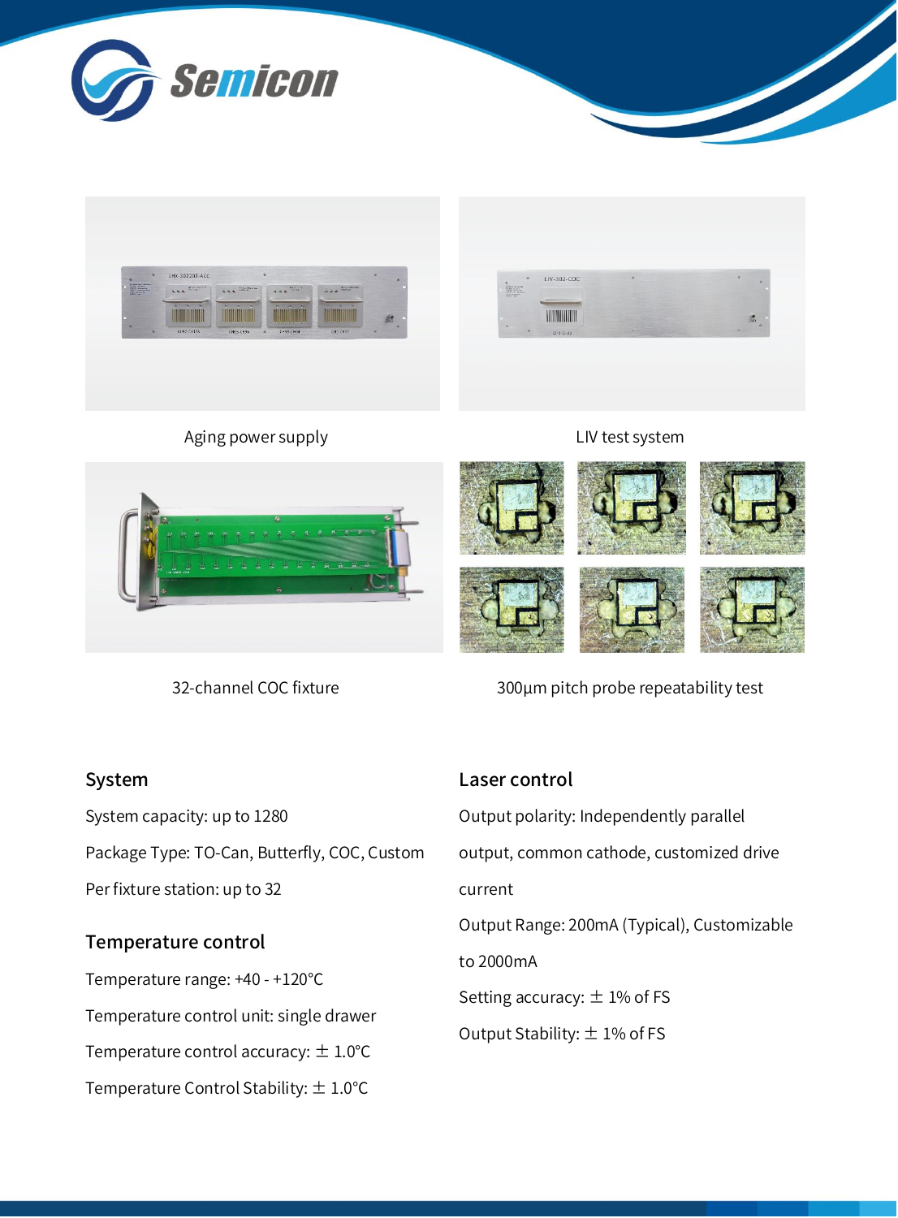Aging power supply

LIV test system

32-channel COC fixture

300µm pitch probe repeatability test

### System

System capacity: up to 1280

Package Type: TO-Can, Butterfly, COC, Custom

Per fixture station: up to 32

### Temperature control

Temperature range: +40 - +120°C

Temperature control unit: single drawer

Temperature control accuracy: ± 1.0°C

Temperature Control Stability: ± 1.0°C

### Laser control

Output polarity: Independently parallel output, common cathode, customized drive current

Output Range: 200mA (Typical), Customizable to 2000mA

Setting accuracy: ± 1% of FS

Output Stability: ± 1% of FS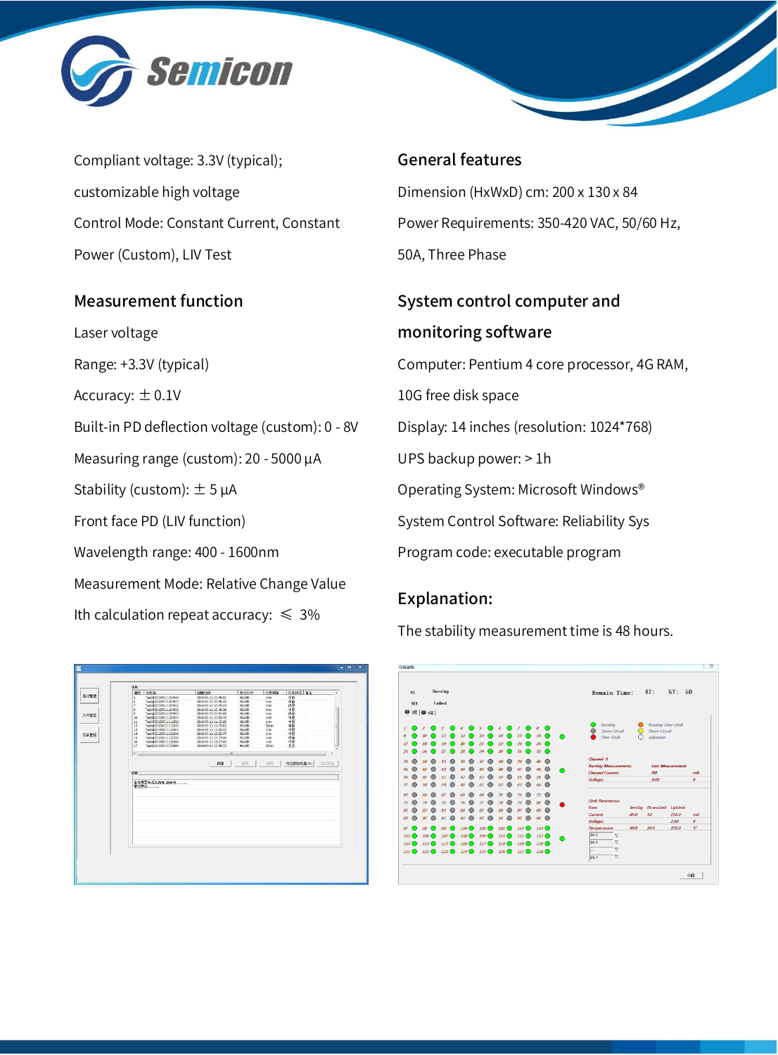Compliant voltage: 3.3V (typical);

customizable high voltage

Control Mode: Constant Current, Constant Power (Custom), LIV Test

## Measurement function

Laser voltage

Range: +3.3V (typical)

Accuracy: ± 0.1V

Built-in PD deflection voltage (custom): 0 - 8V

Measuring range (custom): 20 - 5000 µA

Stability (custom): ± 5 µA

Front face PD (LIV function)

Wavelength range: 400 - 1600nm

Measurement Mode: Relative Change Value

Ith calculation repeat accuracy: ≤ 3%

## General features

Dimension (HxWxD) cm: 200 x 130 x 84

Power Requirements: 350-420 VAC, 50/60 Hz, 50A, Three Phase

## System control computer and monitoring software

Computer: Pentium 4 core processor, 4G RAM, 10G free disk space

Display: 14 inches (resolution: 1024*768)

UPS backup power: > 1h

Operating System: Microsoft Windows®

System Control Software: Reliability Sys

Program code: executable program

## Explanation:

The stability measurement time is 48 hours.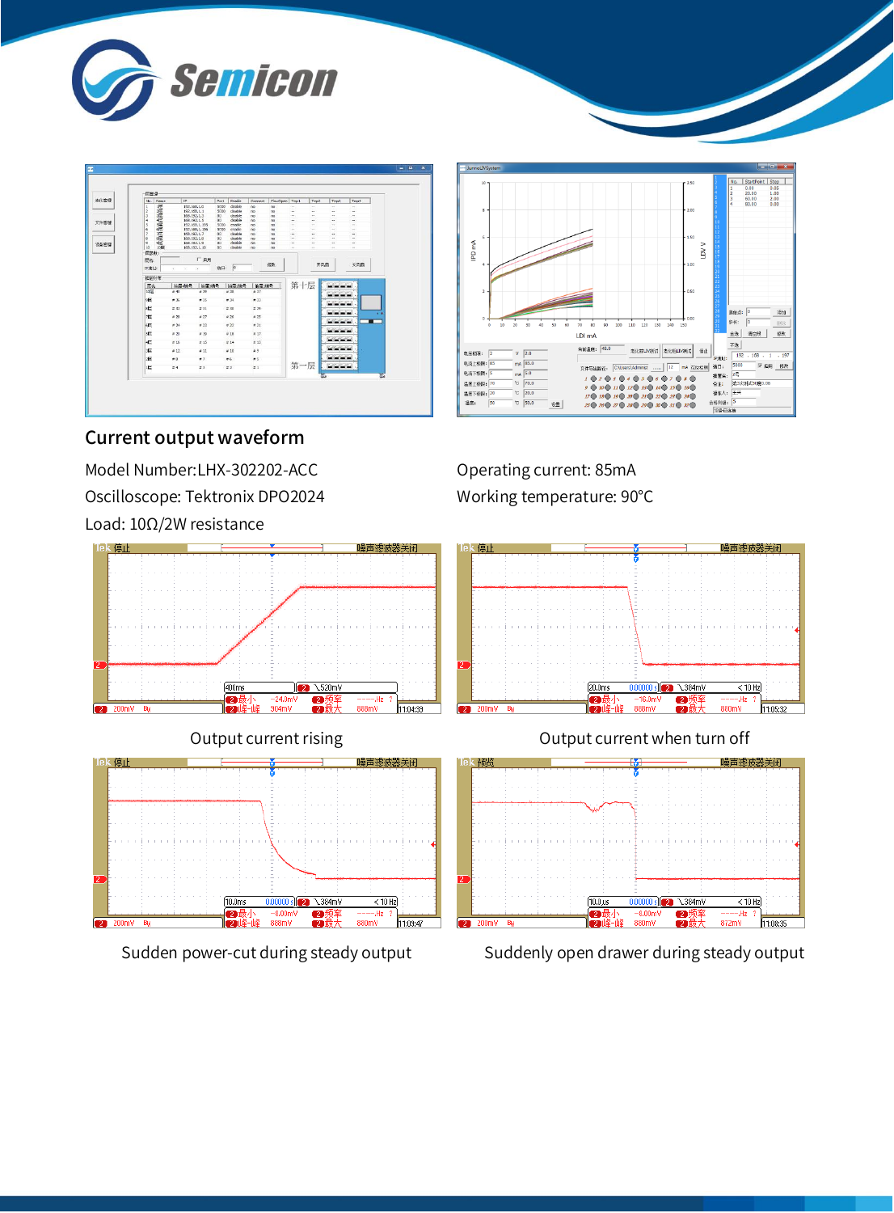## Current output waveform

Model Number:LHX-302202-ACC

Oscilloscope: Tektronix DPO2024

Load: 10Ω/2W resistance

Operating current: 85mA

Working temperature: 90°C

Output current rising

Output current when turn off

Sudden power-cut during steady output

Suddenly open drawer during steady output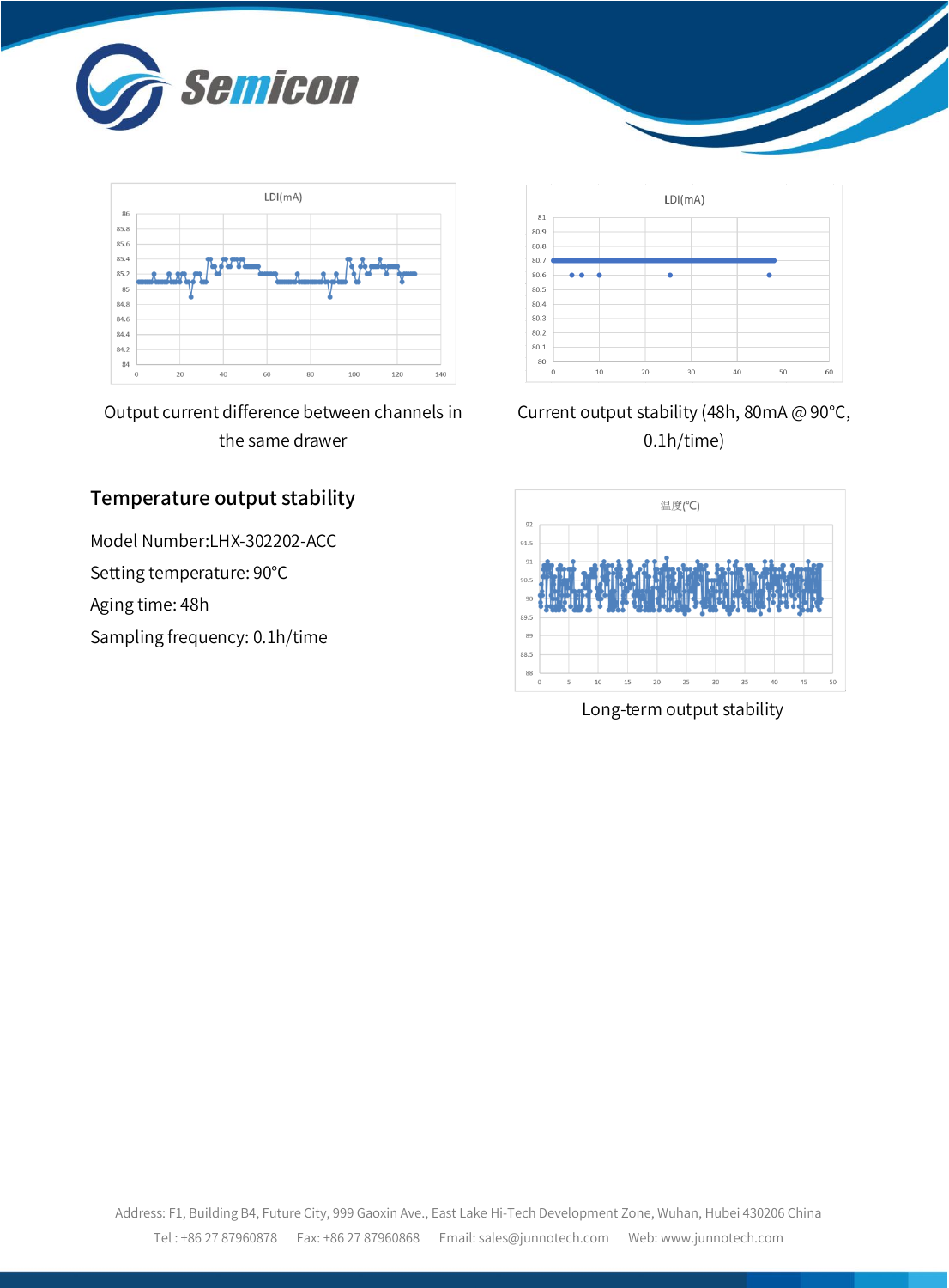LDI(mA)

86
85.8
85.6
85.4
85.2
85
84.8
84.6
84.4
84.2
84

0 20 40 60 80 100 120 140

Output current difference between channels in the same drawer

LDI(mA)

81
80.9
80.8
80.7
80.6
80.5
80.4
80.3
80.2
80.1
80

0 10 20 30 40 50 60

Current output stability (48h, 80mA @ 90°C, 0.1h/time)

## Temperature output stability

Model Number:LHX-302202-ACC

Setting temperature: 90°C

Aging time: 48h

Sampling frequency: 0.1h/time

温度(°C)

92
91.5
91
90.5
90
89.5
89
88.5
88

0 5 10 15 20 25 30 35 40 45 50

Long-term output stability